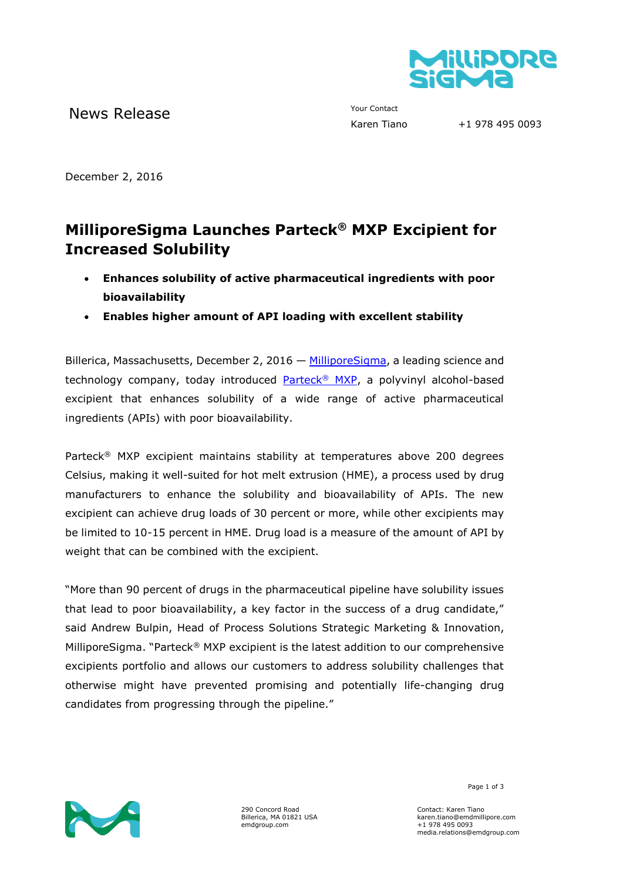News Release

Your Contact
Karen Tiano +1 978 495 0093

December 2, 2016

# MilliporeSigma Launches Parteck® MXP Excipient for Increased Solubility

- **Enhances solubility of active pharmaceutical ingredients with poor bioavailability**
- **Enables higher amount of API loading with excellent stability**

Billerica, Massachusetts, December 2, 2016 — MilliporeSigma, a leading science and technology company, today introduced Parteck® MXP, a polyvinyl alcohol-based excipient that enhances solubility of a wide range of active pharmaceutical ingredients (APIs) with poor bioavailability.

Parteck® MXP excipient maintains stability at temperatures above 200 degrees Celsius, making it well-suited for hot melt extrusion (HME), a process used by drug manufacturers to enhance the solubility and bioavailability of APIs. The new excipient can achieve drug loads of 30 percent or more, while other excipients may be limited to 10-15 percent in HME. Drug load is a measure of the amount of API by weight that can be combined with the excipient.

"More than 90 percent of drugs in the pharmaceutical pipeline have solubility issues that lead to poor bioavailability, a key factor in the success of a drug candidate," said Andrew Bulpin, Head of Process Solutions Strategic Marketing & Innovation, MilliporeSigma. "Parteck® MXP excipient is the latest addition to our comprehensive excipients portfolio and allows our customers to address solubility challenges that otherwise might have prevented promising and potentially life-changing drug candidates from progressing through the pipeline."

290 Concord Road
Billerica, MA 01821 USA
emdgroup.com

Contact: Karen Tiano
karen.tiano@emdmillipore.com
+1 978 495 0093
media.relations@emdgroup.com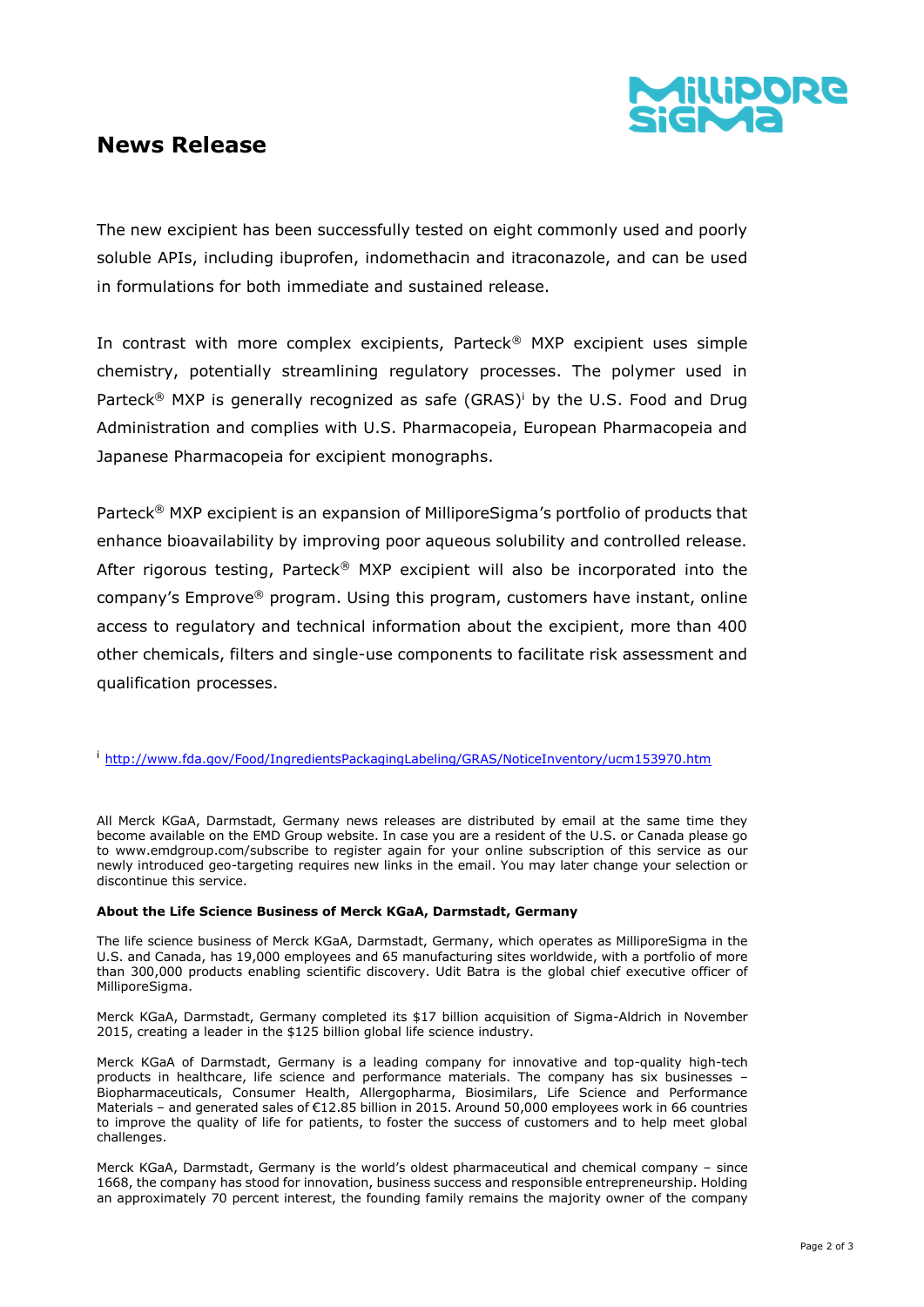# News Release

The new excipient has been successfully tested on eight commonly used and poorly soluble APIs, including ibuprofen, indomethacin and itraconazole, and can be used in formulations for both immediate and sustained release.

In contrast with more complex excipients, Parteck® MXP excipient uses simple chemistry, potentially streamlining regulatory processes. The polymer used in Parteck® MXP is generally recognized as safe (GRAS)[i] by the U.S. Food and Drug Administration and complies with U.S. Pharmacopeia, European Pharmacopeia and Japanese Pharmacopeia for excipient monographs.

Parteck® MXP excipient is an expansion of MilliporeSigma's portfolio of products that enhance bioavailability by improving poor aqueous solubility and controlled release. After rigorous testing, Parteck® MXP excipient will also be incorporated into the company's Emprove® program. Using this program, customers have instant, online access to regulatory and technical information about the excipient, more than 400 other chemicals, filters and single-use components to facilitate risk assessment and qualification processes.

[i] http://www.fda.gov/Food/IngredientsPackagingLabeling/GRAS/NoticeInventory/ucm153970.htm

All Merck KGaA, Darmstadt, Germany news releases are distributed by email at the same time they become available on the EMD Group website. In case you are a resident of the U.S. or Canada please go to www.emdgroup.com/subscribe to register again for your online subscription of this service as our newly introduced geo-targeting requires new links in the email. You may later change your selection or discontinue this service.

**About the Life Science Business of Merck KGaA, Darmstadt, Germany**

The life science business of Merck KGaA, Darmstadt, Germany, which operates as MilliporeSigma in the U.S. and Canada, has 19,000 employees and 65 manufacturing sites worldwide, with a portfolio of more than 300,000 products enabling scientific discovery. Udit Batra is the global chief executive officer of MilliporeSigma.

Merck KGaA, Darmstadt, Germany completed its $17 billion acquisition of Sigma-Aldrich in November 2015, creating a leader in the $125 billion global life science industry.

Merck KGaA of Darmstadt, Germany is a leading company for innovative and top-quality high-tech products in healthcare, life science and performance materials. The company has six businesses – Biopharmaceuticals, Consumer Health, Allergopharma, Biosimilars, Life Science and Performance Materials – and generated sales of €12.85 billion in 2015. Around 50,000 employees work in 66 countries to improve the quality of life for patients, to foster the success of customers and to help meet global challenges.

Merck KGaA, Darmstadt, Germany is the world's oldest pharmaceutical and chemical company – since 1668, the company has stood for innovation, business success and responsible entrepreneurship. Holding an approximately 70 percent interest, the founding family remains the majority owner of the company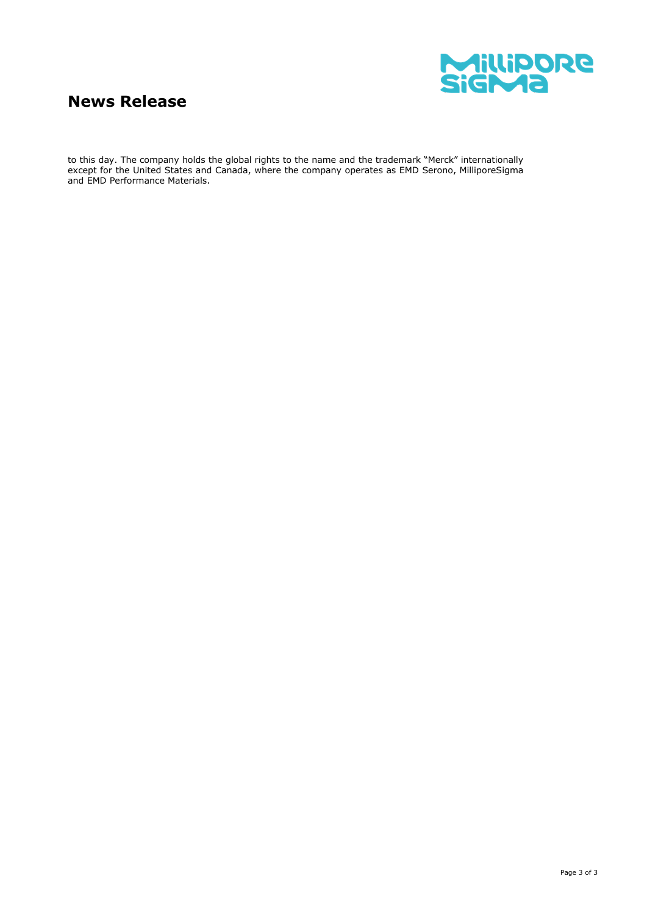to this day. The company holds the global rights to the name and the trademark "Merck" internationally except for the United States and Canada, where the company operates as EMD Serono, MilliporeSigma and EMD Performance Materials.